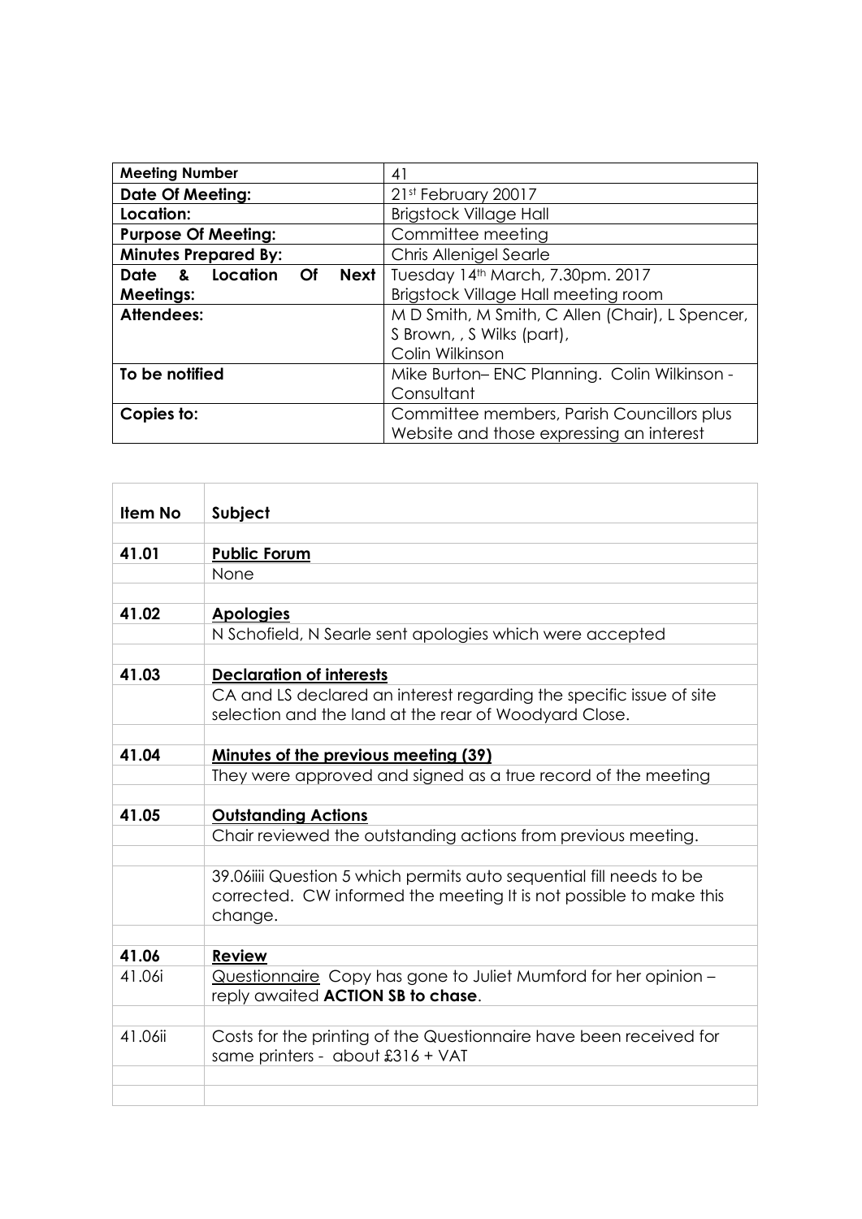| Meeting Number | 41 |
| --- | --- |
| Date Of Meeting: | 21st February 20017 |
| Location: | Brigstock Village Hall |
| Purpose Of Meeting: | Committee meeting |
| Minutes Prepared By: | Chris Allenigel Searle |
| Date & Location Of Next Meetings: | Tuesday 14th March, 7.30pm. 2017<br>Brigstock Village Hall meeting room |
| Attendees: | M D Smith, M Smith, C Allen (Chair), L Spencer, S Brown, , S Wilks (part),<br>Colin Wilkinson |
| To be notified | Mike Burton– ENC Planning. Colin Wilkinson - Consultant |
| Copies to: | Committee members, Parish Councillors plus Website and those expressing an interest |

| Item No | Subject |
| --- | --- |
| | |
| 41.01 | **Public Forum** |
| | None |
| | |
| 41.02 | **Apologies** |
| | N Schofield, N Searle sent apologies which were accepted |
| | |
| 41.03 | **Declaration of interests** |
| | CA and LS declared an interest regarding the specific issue of site selection and the land at the rear of Woodyard Close. |
| | |
| 41.04 | **Minutes of the previous meeting (39)** |
| | They were approved and signed as a true record of the meeting |
| | |
| 41.05 | **Outstanding Actions** |
| | Chair reviewed the outstanding actions from previous meeting. |
| | |
| | 39.06iiii Question 5 which permits auto sequential fill needs to be corrected. CW informed the meeting It is not possible to make this change. |
| | |
| 41.06 | **Review** |
| 41.06i | Questionnaire Copy has gone to Juliet Mumford for her opinion – reply awaited **ACTION SB to chase**. |
| | |
| 41.06ii | Costs for the printing of the Questionnaire have been received for same printers - about £316 + VAT |
| | |
| | |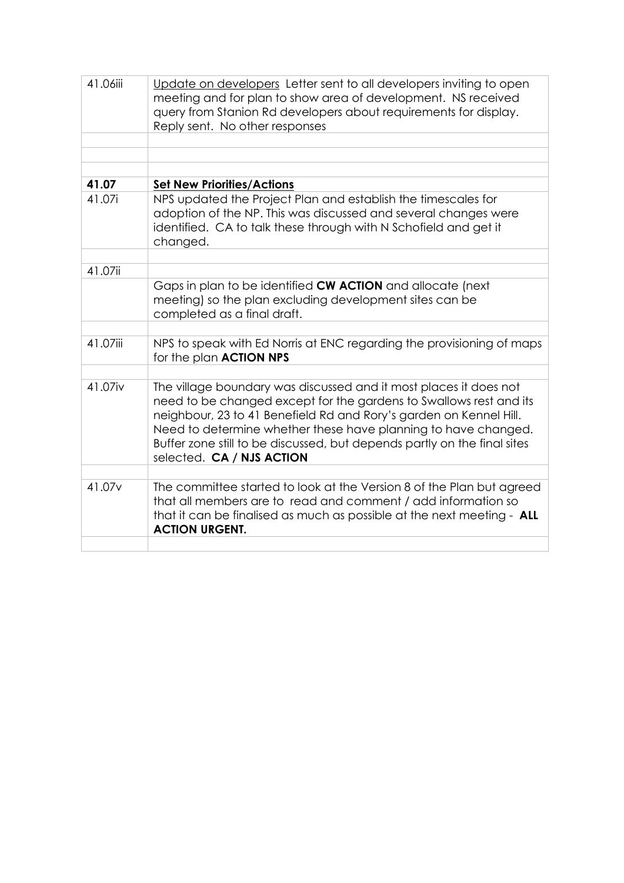| | |
|---|---|
| 41.06iii | Update on developers Letter sent to all developers inviting to open meeting and for plan to show area of development. NS received query from Stanion Rd developers about requirements for display. Reply sent. No other responses |
| | |
| | |
| | |
| **41.07** | **Set New Priorities/Actions** |
| 41.07i | NPS updated the Project Plan and establish the timescales for adoption of the NP. This was discussed and several changes were identified. CA to talk these through with N Schofield and get it changed. |
| | |
| 41.07ii | |
| | Gaps in plan to be identified **CW ACTION** and allocate (next meeting) so the plan excluding development sites can be completed as a final draft. |
| | |
| 41.07iii | NPS to speak with Ed Norris at ENC regarding the provisioning of maps for the plan **ACTION NPS** |
| | |
| 41.07iv | The village boundary was discussed and it most places it does not need to be changed except for the gardens to Swallows rest and its neighbour, 23 to 41 Benefield Rd and Rory's garden on Kennel Hill. Need to determine whether these have planning to have changed. Buffer zone still to be discussed, but depends partly on the final sites selected. **CA / NJS ACTION** |
| | |
| 41.07v | The committee started to look at the Version 8 of the Plan but agreed that all members are to read and comment / add information so that it can be finalised as much as possible at the next meeting - **ALL ACTION URGENT.** |
| | |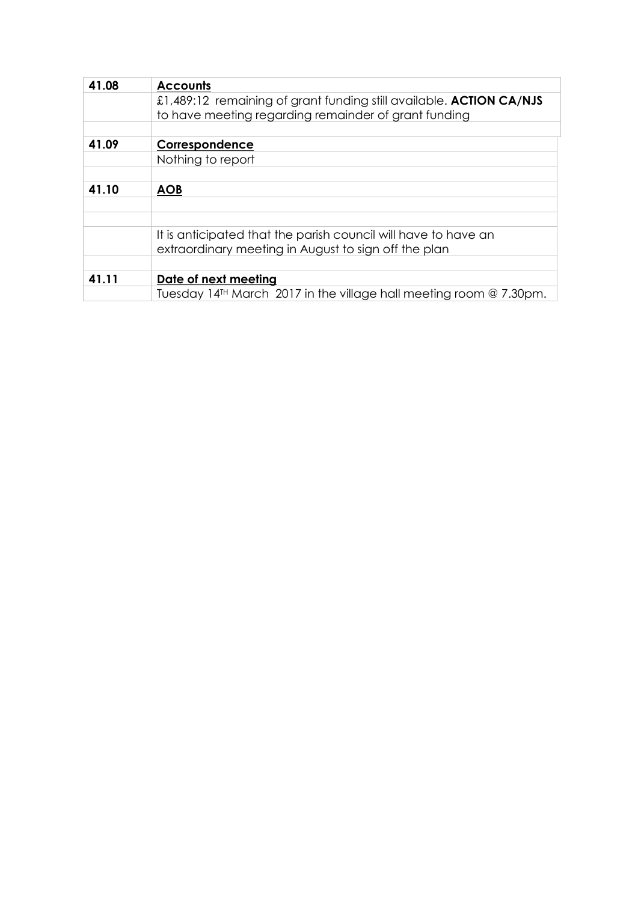| | |
|---|---|
| **41.08** | **Accounts** |
| | £1,489:12 remaining of grant funding still available. **ACTION CA/NJS** to have meeting regarding remainder of grant funding |
| | |
| **41.09** | **Correspondence** |
| | Nothing to report |
| | |
| **41.10** | **AOB** |
| | |
| | |
| | It is anticipated that the parish council will have to have an extraordinary meeting in August to sign off the plan |
| | |
| **41.11** | **Date of next meeting** |
| | Tuesday 14TH March 2017 in the village hall meeting room @ 7.30pm. |